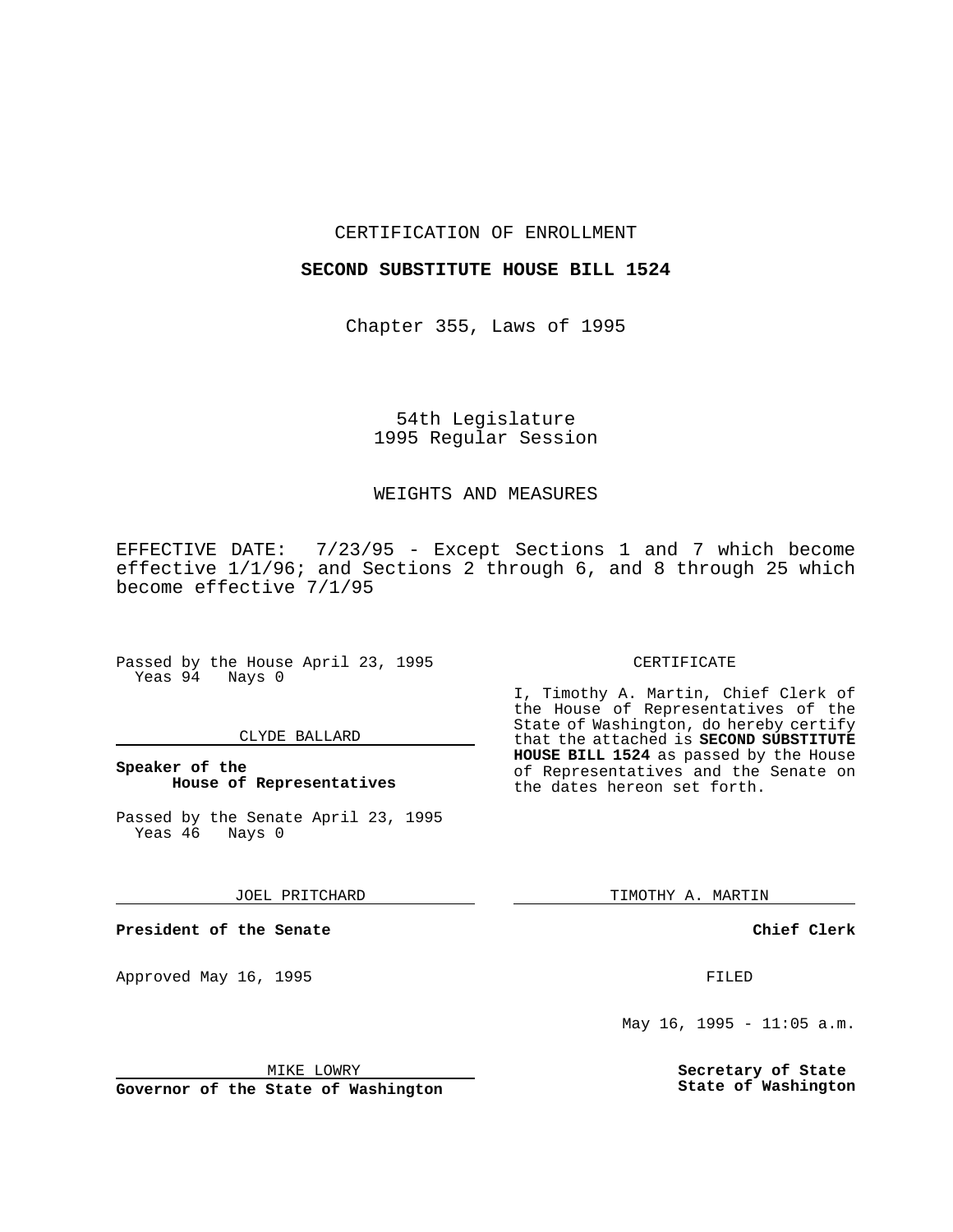CERTIFICATION OF ENROLLMENT

**SECOND SUBSTITUTE HOUSE BILL 1524**

Chapter 355, Laws of 1995

54th Legislature
1995 Regular Session

WEIGHTS AND MEASURES

EFFECTIVE DATE: 7/23/95 - Except Sections 1 and 7 which become effective 1/1/96; and Sections 2 through 6, and 8 through 25 which become effective 7/1/95

Passed by the House April 23, 1995
Yeas 94 Nays 0

CLYDE BALLARD

**Speaker of the House of Representatives**

Passed by the Senate April 23, 1995
Yeas 46 Nays 0

JOEL PRITCHARD

**President of the Senate**

Approved May 16, 1995

MIKE LOWRY

**Governor of the State of Washington**

CERTIFICATE

I, Timothy A. Martin, Chief Clerk of the House of Representatives of the State of Washington, do hereby certify that the attached is **SECOND SUBSTITUTE HOUSE BILL 1524** as passed by the House of Representatives and the Senate on the dates hereon set forth.

TIMOTHY A. MARTIN

**Chief Clerk**

FILED

May 16, 1995 - 11:05 a.m.

**Secretary of State State of Washington**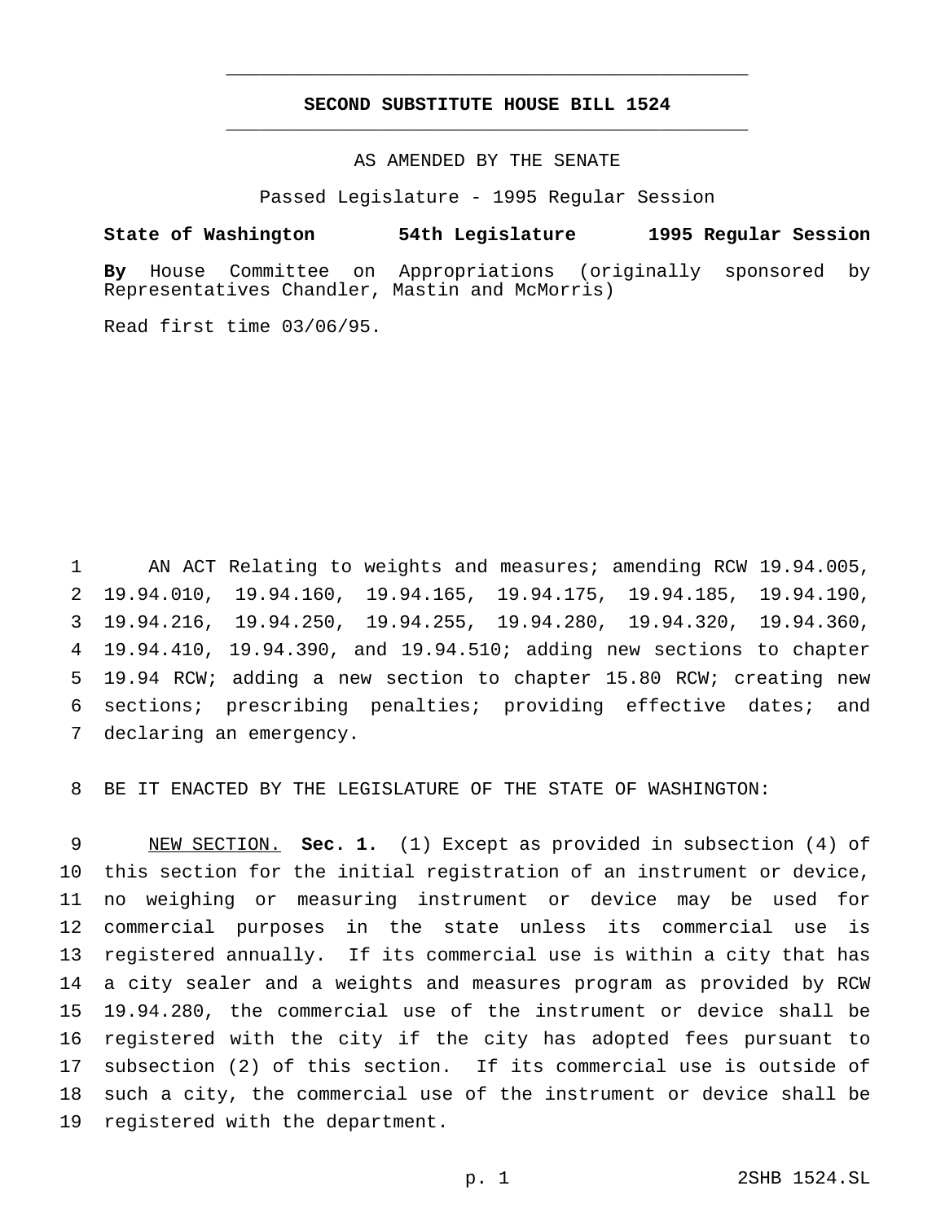# SECOND SUBSTITUTE HOUSE BILL 1524

AS AMENDED BY THE SENATE

Passed Legislature - 1995 Regular Session

**State of Washington 54th Legislature 1995 Regular Session**

**By** House Committee on Appropriations (originally sponsored by Representatives Chandler, Mastin and McMorris)

Read first time 03/06/95.

AN ACT Relating to weights and measures; amending RCW 19.94.005, 19.94.010, 19.94.160, 19.94.165, 19.94.175, 19.94.185, 19.94.190, 19.94.216, 19.94.250, 19.94.255, 19.94.280, 19.94.320, 19.94.360, 19.94.410, 19.94.390, and 19.94.510; adding new sections to chapter 19.94 RCW; adding a new section to chapter 15.80 RCW; creating new sections; prescribing penalties; providing effective dates; and declaring an emergency.

BE IT ENACTED BY THE LEGISLATURE OF THE STATE OF WASHINGTON:

NEW SECTION. **Sec. 1.** (1) Except as provided in subsection (4) of this section for the initial registration of an instrument or device, no weighing or measuring instrument or device may be used for commercial purposes in the state unless its commercial use is registered annually. If its commercial use is within a city that has a city sealer and a weights and measures program as provided by RCW 19.94.280, the commercial use of the instrument or device shall be registered with the city if the city has adopted fees pursuant to subsection (2) of this section. If its commercial use is outside of such a city, the commercial use of the instrument or device shall be registered with the department.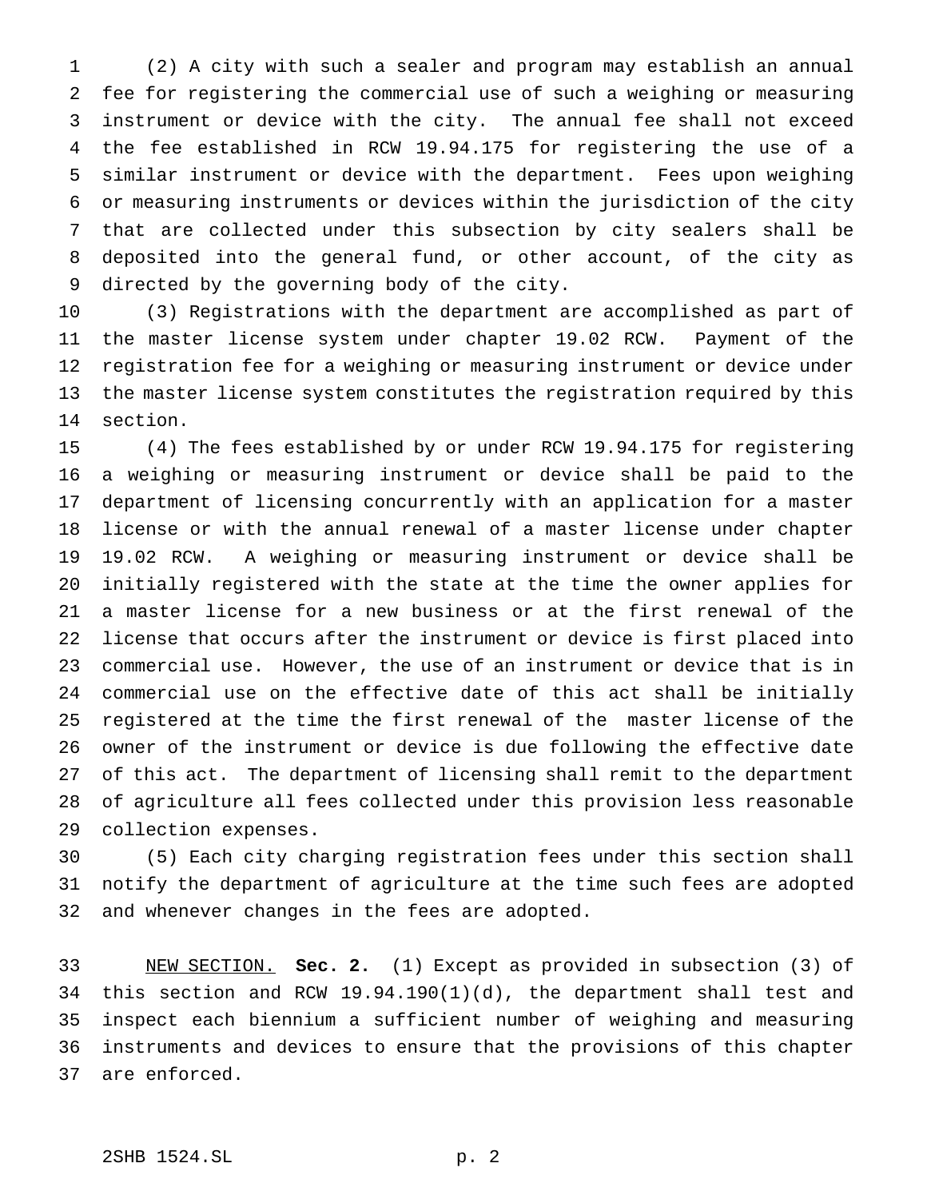(2) A city with such a sealer and program may establish an annual fee for registering the commercial use of such a weighing or measuring instrument or device with the city. The annual fee shall not exceed the fee established in RCW 19.94.175 for registering the use of a similar instrument or device with the department. Fees upon weighing or measuring instruments or devices within the jurisdiction of the city that are collected under this subsection by city sealers shall be deposited into the general fund, or other account, of the city as directed by the governing body of the city.

(3) Registrations with the department are accomplished as part of the master license system under chapter 19.02 RCW. Payment of the registration fee for a weighing or measuring instrument or device under the master license system constitutes the registration required by this section.

(4) The fees established by or under RCW 19.94.175 for registering a weighing or measuring instrument or device shall be paid to the department of licensing concurrently with an application for a master license or with the annual renewal of a master license under chapter 19.02 RCW. A weighing or measuring instrument or device shall be initially registered with the state at the time the owner applies for a master license for a new business or at the first renewal of the license that occurs after the instrument or device is first placed into commercial use. However, the use of an instrument or device that is in commercial use on the effective date of this act shall be initially registered at the time the first renewal of the master license of the owner of the instrument or device is due following the effective date of this act. The department of licensing shall remit to the department of agriculture all fees collected under this provision less reasonable collection expenses.

(5) Each city charging registration fees under this section shall notify the department of agriculture at the time such fees are adopted and whenever changes in the fees are adopted.

NEW SECTION. **Sec. 2.** (1) Except as provided in subsection (3) of this section and RCW 19.94.190(1)(d), the department shall test and inspect each biennium a sufficient number of weighing and measuring instruments and devices to ensure that the provisions of this chapter are enforced.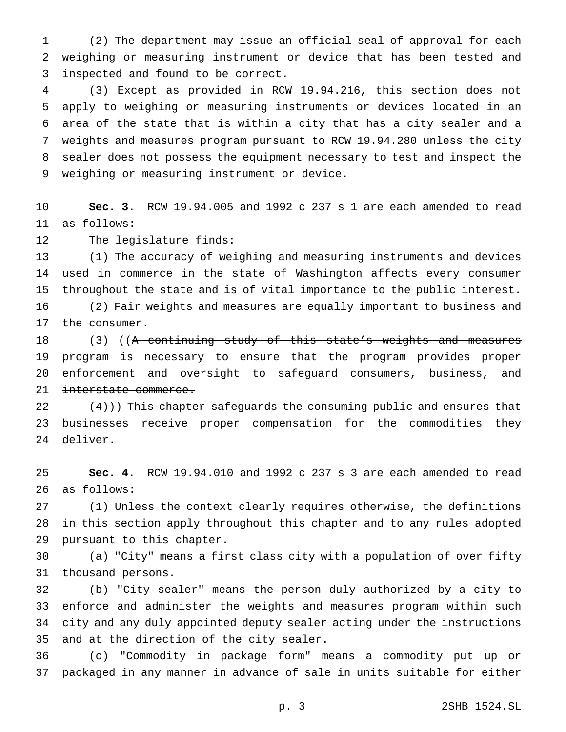(2) The department may issue an official seal of approval for each weighing or measuring instrument or device that has been tested and inspected and found to be correct.

(3) Except as provided in RCW 19.94.216, this section does not apply to weighing or measuring instruments or devices located in an area of the state that is within a city that has a city sealer and a weights and measures program pursuant to RCW 19.94.280 unless the city sealer does not possess the equipment necessary to test and inspect the weighing or measuring instrument or device.

**Sec. 3.** RCW 19.94.005 and 1992 c 237 s 1 are each amended to read as follows:

The legislature finds:

(1) The accuracy of weighing and measuring instruments and devices used in commerce in the state of Washington affects every consumer throughout the state and is of vital importance to the public interest.

(2) Fair weights and measures are equally important to business and the consumer.

(3) ((~~A continuing study of this state's weights and measures program is necessary to ensure that the program provides proper enforcement and oversight to safeguard consumers, business, and interstate commerce.~~

~~(4)~~)) This chapter safeguards the consuming public and ensures that businesses receive proper compensation for the commodities they deliver.

**Sec. 4.** RCW 19.94.010 and 1992 c 237 s 3 are each amended to read as follows:

(1) Unless the context clearly requires otherwise, the definitions in this section apply throughout this chapter and to any rules adopted pursuant to this chapter.

(a) "City" means a first class city with a population of over fifty thousand persons.

(b) "City sealer" means the person duly authorized by a city to enforce and administer the weights and measures program within such city and any duly appointed deputy sealer acting under the instructions and at the direction of the city sealer.

(c) "Commodity in package form" means a commodity put up or packaged in any manner in advance of sale in units suitable for either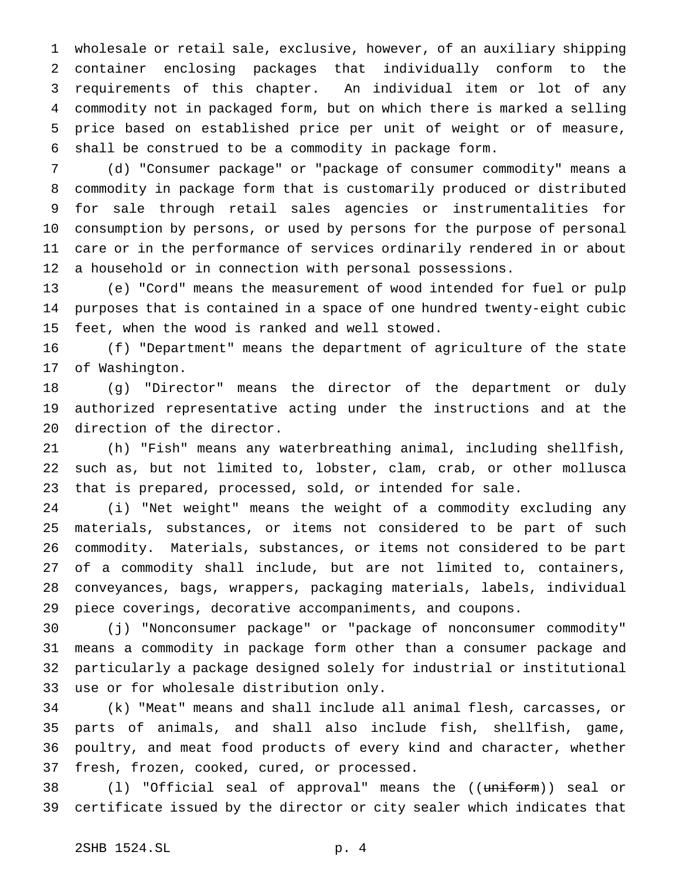wholesale or retail sale, exclusive, however, of an auxiliary shipping container enclosing packages that individually conform to the requirements of this chapter. An individual item or lot of any commodity not in packaged form, but on which there is marked a selling price based on established price per unit of weight or of measure, shall be construed to be a commodity in package form.

(d) "Consumer package" or "package of consumer commodity" means a commodity in package form that is customarily produced or distributed for sale through retail sales agencies or instrumentalities for consumption by persons, or used by persons for the purpose of personal care or in the performance of services ordinarily rendered in or about a household or in connection with personal possessions.

(e) "Cord" means the measurement of wood intended for fuel or pulp purposes that is contained in a space of one hundred twenty-eight cubic feet, when the wood is ranked and well stowed.

(f) "Department" means the department of agriculture of the state of Washington.

(g) "Director" means the director of the department or duly authorized representative acting under the instructions and at the direction of the director.

(h) "Fish" means any waterbreathing animal, including shellfish, such as, but not limited to, lobster, clam, crab, or other mollusca that is prepared, processed, sold, or intended for sale.

(i) "Net weight" means the weight of a commodity excluding any materials, substances, or items not considered to be part of such commodity. Materials, substances, or items not considered to be part of a commodity shall include, but are not limited to, containers, conveyances, bags, wrappers, packaging materials, labels, individual piece coverings, decorative accompaniments, and coupons.

(j) "Nonconsumer package" or "package of nonconsumer commodity" means a commodity in package form other than a consumer package and particularly a package designed solely for industrial or institutional use or for wholesale distribution only.

(k) "Meat" means and shall include all animal flesh, carcasses, or parts of animals, and shall also include fish, shellfish, game, poultry, and meat food products of every kind and character, whether fresh, frozen, cooked, cured, or processed.

(l) "Official seal of approval" means the ((~~uniform~~)) seal or certificate issued by the director or city sealer which indicates that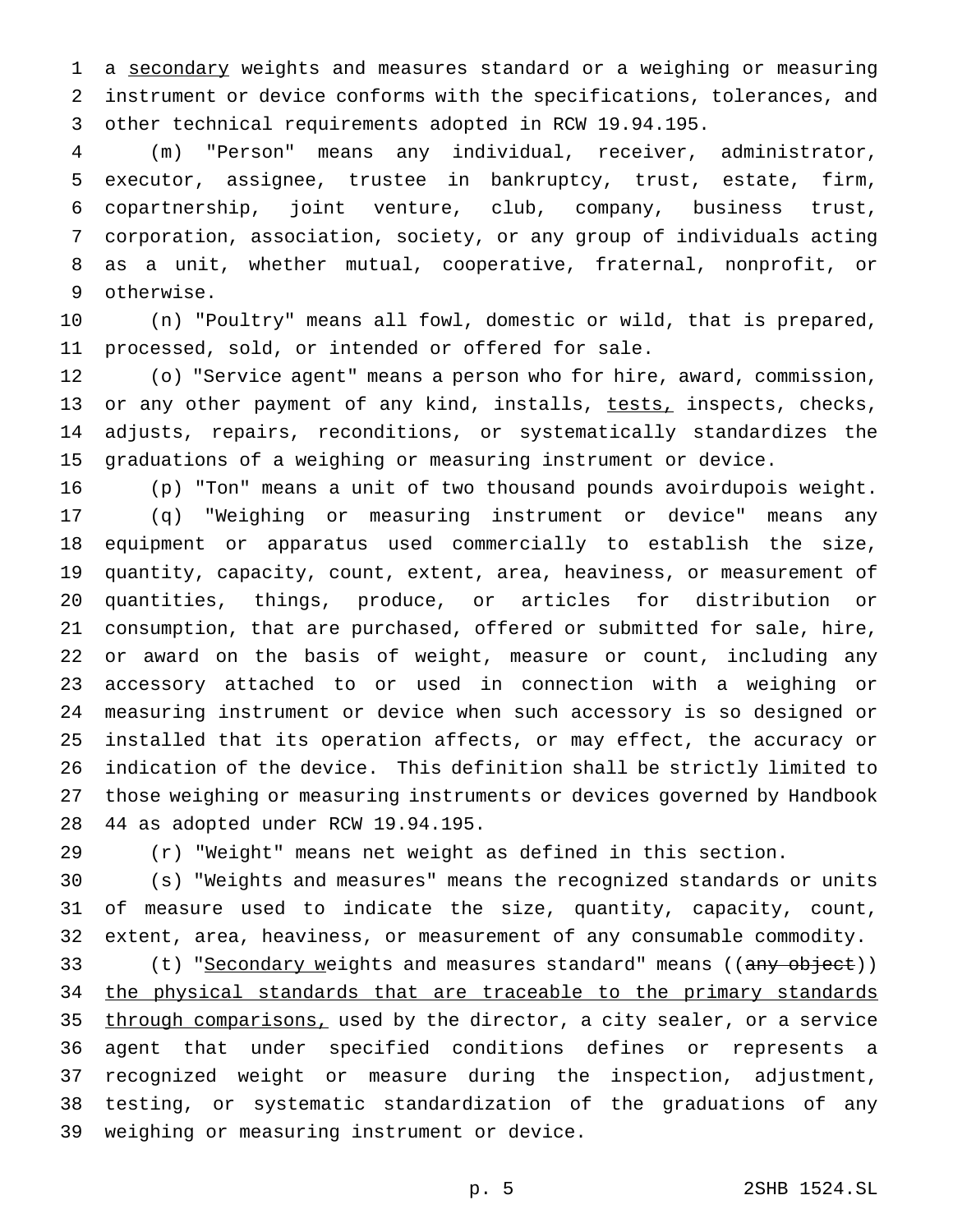a <u>secondary</u> weights and measures standard or a weighing or measuring instrument or device conforms with the specifications, tolerances, and other technical requirements adopted in RCW 19.94.195.

(m) "Person" means any individual, receiver, administrator, executor, assignee, trustee in bankruptcy, trust, estate, firm, copartnership, joint venture, club, company, business trust, corporation, association, society, or any group of individuals acting as a unit, whether mutual, cooperative, fraternal, nonprofit, or otherwise.

(n) "Poultry" means all fowl, domestic or wild, that is prepared, processed, sold, or intended or offered for sale.

(o) "Service agent" means a person who for hire, award, commission, or any other payment of any kind, installs, <u>tests,</u> inspects, checks, adjusts, repairs, reconditions, or systematically standardizes the graduations of a weighing or measuring instrument or device.

(p) "Ton" means a unit of two thousand pounds avoirdupois weight.

(q) "Weighing or measuring instrument or device" means any equipment or apparatus used commercially to establish the size, quantity, capacity, count, extent, area, heaviness, or measurement of quantities, things, produce, or articles for distribution or consumption, that are purchased, offered or submitted for sale, hire, or award on the basis of weight, measure or count, including any accessory attached to or used in connection with a weighing or measuring instrument or device when such accessory is so designed or installed that its operation affects, or may effect, the accuracy or indication of the device. This definition shall be strictly limited to those weighing or measuring instruments or devices governed by Handbook 44 as adopted under RCW 19.94.195.

(r) "Weight" means net weight as defined in this section.

(s) "Weights and measures" means the recognized standards or units of measure used to indicate the size, quantity, capacity, count, extent, area, heaviness, or measurement of any consumable commodity.

(t) "<u>Secondary w</u>eights and measures standard" means ((~~any object~~)) <u>the physical standards that are traceable to the primary standards through comparisons,</u> used by the director, a city sealer, or a service agent that under specified conditions defines or represents a recognized weight or measure during the inspection, adjustment, testing, or systematic standardization of the graduations of any weighing or measuring instrument or device.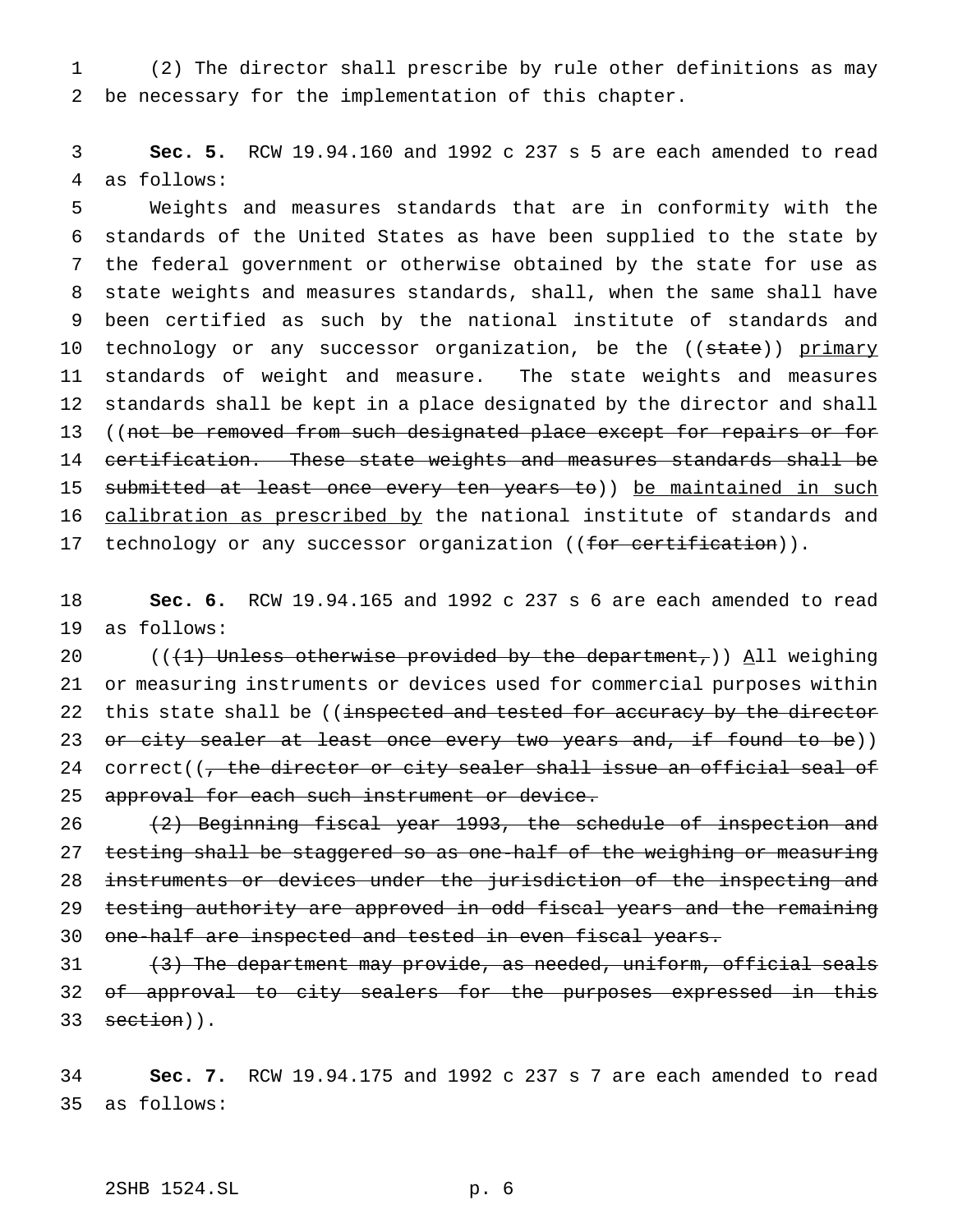(2) The director shall prescribe by rule other definitions as may be necessary for the implementation of this chapter.

**Sec. 5.** RCW 19.94.160 and 1992 c 237 s 5 are each amended to read as follows:

Weights and measures standards that are in conformity with the standards of the United States as have been supplied to the state by the federal government or otherwise obtained by the state for use as state weights and measures standards, shall, when the same shall have been certified as such by the national institute of standards and technology or any successor organization, be the ((~~state~~)) <u>primary</u> standards of weight and measure. The state weights and measures standards shall be kept in a place designated by the director and shall ((~~not be removed from such designated place except for repairs or for certification. These state weights and measures standards shall be submitted at least once every ten years to~~)) <u>be maintained in such calibration as prescribed by</u> the national institute of standards and technology or any successor organization ((~~for certification~~)).

**Sec. 6.** RCW 19.94.165 and 1992 c 237 s 6 are each amended to read as follows:

((~~(1) Unless otherwise provided by the department,~~)) <u>A</u>ll weighing or measuring instruments or devices used for commercial purposes within this state shall be ((~~inspected and tested for accuracy by the director or city sealer at least once every two years and, if found to be~~)) correct((~~, the director or city sealer shall issue an official seal of approval for each such instrument or device.~~

~~(2) Beginning fiscal year 1993, the schedule of inspection and testing shall be staggered so as one-half of the weighing or measuring instruments or devices under the jurisdiction of the inspecting and testing authority are approved in odd fiscal years and the remaining one-half are inspected and tested in even fiscal years.~~

~~(3) The department may provide, as needed, uniform, official seals of approval to city sealers for the purposes expressed in this section~~)).

**Sec. 7.** RCW 19.94.175 and 1992 c 237 s 7 are each amended to read as follows: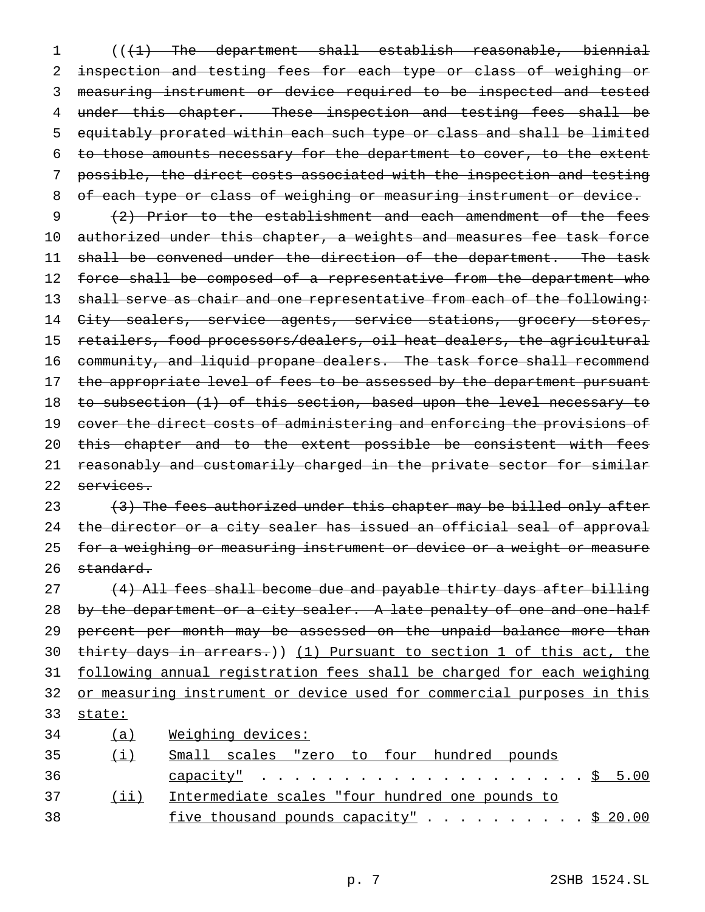((~~(1) The department shall establish reasonable, biennial inspection and testing fees for each type or class of weighing or measuring instrument or device required to be inspected and tested under this chapter. These inspection and testing fees shall be equitably prorated within each such type or class and shall be limited to those amounts necessary for the department to cover, to the extent possible, the direct costs associated with the inspection and testing of each type or class of weighing or measuring instrument or device.~~

~~(2) Prior to the establishment and each amendment of the fees authorized under this chapter, a weights and measures fee task force shall be convened under the direction of the department. The task force shall be composed of a representative from the department who shall serve as chair and one representative from each of the following: City sealers, service agents, service stations, grocery stores, retailers, food processors/dealers, oil heat dealers, the agricultural community, and liquid propane dealers. The task force shall recommend the appropriate level of fees to be assessed by the department pursuant to subsection (1) of this section, based upon the level necessary to cover the direct costs of administering and enforcing the provisions of this chapter and to the extent possible be consistent with fees reasonably and customarily charged in the private sector for similar services.~~

~~(3) The fees authorized under this chapter may be billed only after the director or a city sealer has issued an official seal of approval for a weighing or measuring instrument or device or a weight or measure standard.~~

~~(4) All fees shall become due and payable thirty days after billing by the department or a city sealer. A late penalty of one and one-half percent per month may be assessed on the unpaid balance more than thirty days in arrears.~~)) <u>(1) Pursuant to section 1 of this act, the following annual registration fees shall be charged for each weighing or measuring instrument or device used for commercial purposes in this state:</u>

<u>(a) Weighing devices:</u>

<u>(i) Small scales "zero to four hundred pounds capacity"</u> . . . . . . . . . . . . . . . . . . . . . <u>$ 5.00</u>

<u>(ii) Intermediate scales "four hundred one pounds to five thousand pounds capacity"</u> . . . . . . . . . . <u>$ 20.00</u>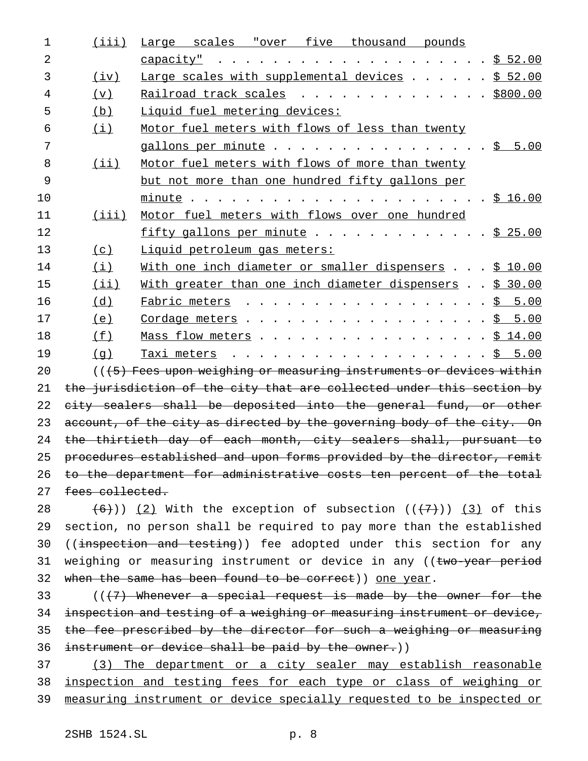(iii) Large scales "over five thousand pounds capacity" . . . . . . . . . . . . . . . . . . . . . $ 52.00

(iv) Large scales with supplemental devices . . . . . . $ 52.00

(v) Railroad track scales . . . . . . . . . . . . . . $800.00

(b) Liquid fuel metering devices:

(i) Motor fuel meters with flows of less than twenty gallons per minute . . . . . . . . . . . . . . . . $ 5.00

(ii) Motor fuel meters with flows of more than twenty but not more than one hundred fifty gallons per minute . . . . . . . . . . . . . . . . . . . . . . $ 16.00

(iii) Motor fuel meters with flows over one hundred fifty gallons per minute . . . . . . . . . . . . . $ 25.00

(c) Liquid petroleum gas meters:

(i) With one inch diameter or smaller dispensers . . . $ 10.00

(ii) With greater than one inch diameter dispensers . . $ 30.00

(d) Fabric meters . . . . . . . . . . . . . . . . . . $ 5.00

(e) Cordage meters . . . . . . . . . . . . . . . . . . $ 5.00

(f) Mass flow meters . . . . . . . . . . . . . . . . . $ 14.00

(g) Taxi meters . . . . . . . . . . . . . . . . . . . . $ 5.00

(((5) Fees upon weighing or measuring instruments or devices within the jurisdiction of the city that are collected under this section by city sealers shall be deposited into the general fund, or other account, of the city as directed by the governing body of the city. On the thirtieth day of each month, city sealers shall, pursuant to procedures established and upon forms provided by the director, remit to the department for administrative costs ten percent of the total fees collected.

(6))) (2) With the exception of subsection (((7))) (3) of this section, no person shall be required to pay more than the established ((inspection and testing)) fee adopted under this section for any weighing or measuring instrument or device in any ((two-year period when the same has been found to be correct)) one year.

(((7) Whenever a special request is made by the owner for the inspection and testing of a weighing or measuring instrument or device, the fee prescribed by the director for such a weighing or measuring instrument or device shall be paid by the owner.))

(3) The department or a city sealer may establish reasonable inspection and testing fees for each type or class of weighing or measuring instrument or device specially requested to be inspected or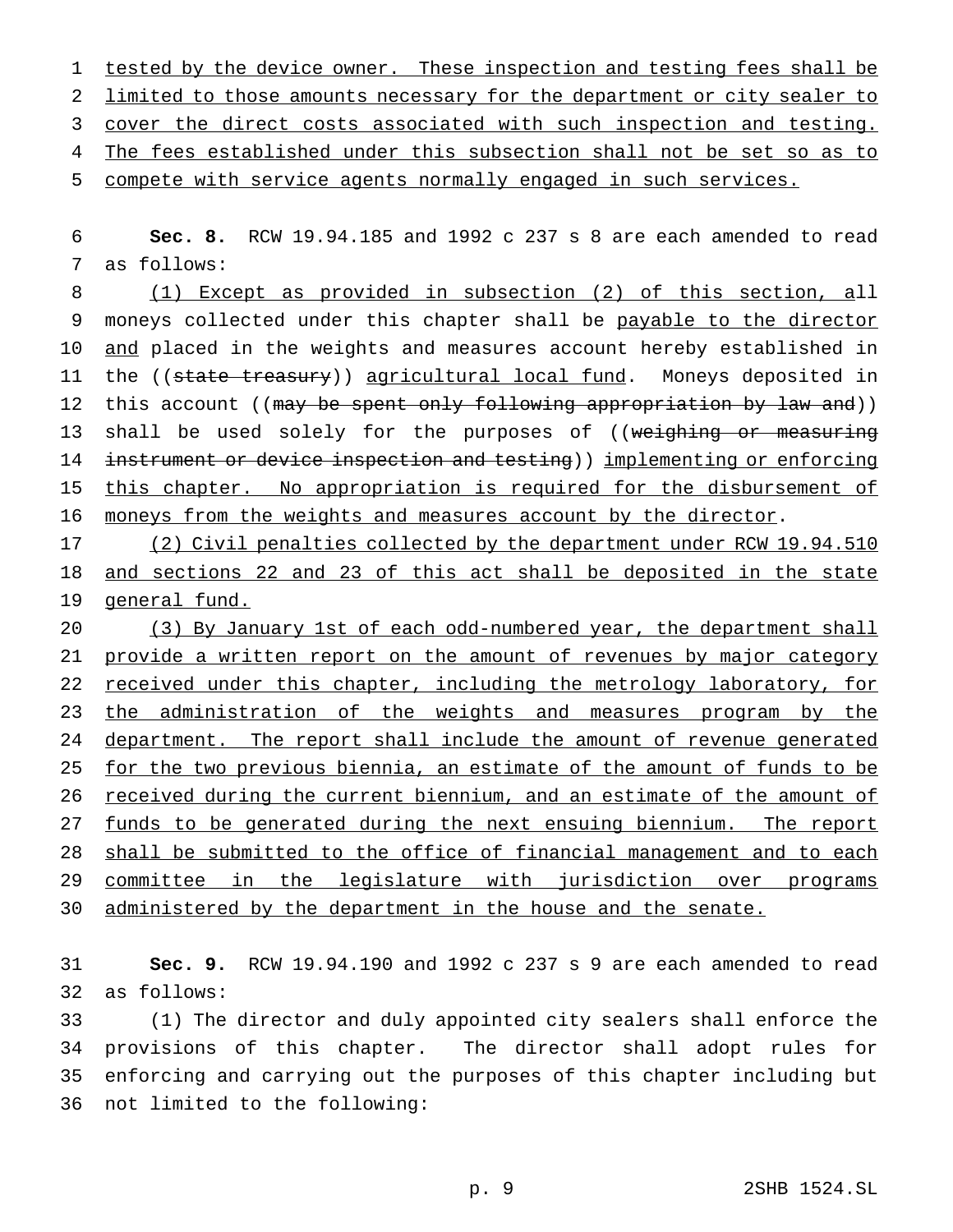tested by the device owner. These inspection and testing fees shall be limited to those amounts necessary for the department or city sealer to cover the direct costs associated with such inspection and testing. The fees established under this subsection shall not be set so as to compete with service agents normally engaged in such services.

**Sec. 8.** RCW 19.94.185 and 1992 c 237 s 8 are each amended to read as follows:

(1) Except as provided in subsection (2) of this section, all moneys collected under this chapter shall be payable to the director and placed in the weights and measures account hereby established in the ((~~state treasury~~)) agricultural local fund. Moneys deposited in this account ((~~may be spent only following appropriation by law and~~)) shall be used solely for the purposes of ((~~weighing or measuring instrument or device inspection and testing~~)) implementing or enforcing this chapter. No appropriation is required for the disbursement of moneys from the weights and measures account by the director.

(2) Civil penalties collected by the department under RCW 19.94.510 and sections 22 and 23 of this act shall be deposited in the state general fund.

(3) By January 1st of each odd-numbered year, the department shall provide a written report on the amount of revenues by major category received under this chapter, including the metrology laboratory, for the administration of the weights and measures program by the department. The report shall include the amount of revenue generated for the two previous biennia, an estimate of the amount of funds to be received during the current biennium, and an estimate of the amount of funds to be generated during the next ensuing biennium. The report shall be submitted to the office of financial management and to each committee in the legislature with jurisdiction over programs administered by the department in the house and the senate.

**Sec. 9.** RCW 19.94.190 and 1992 c 237 s 9 are each amended to read as follows:

(1) The director and duly appointed city sealers shall enforce the provisions of this chapter. The director shall adopt rules for enforcing and carrying out the purposes of this chapter including but not limited to the following: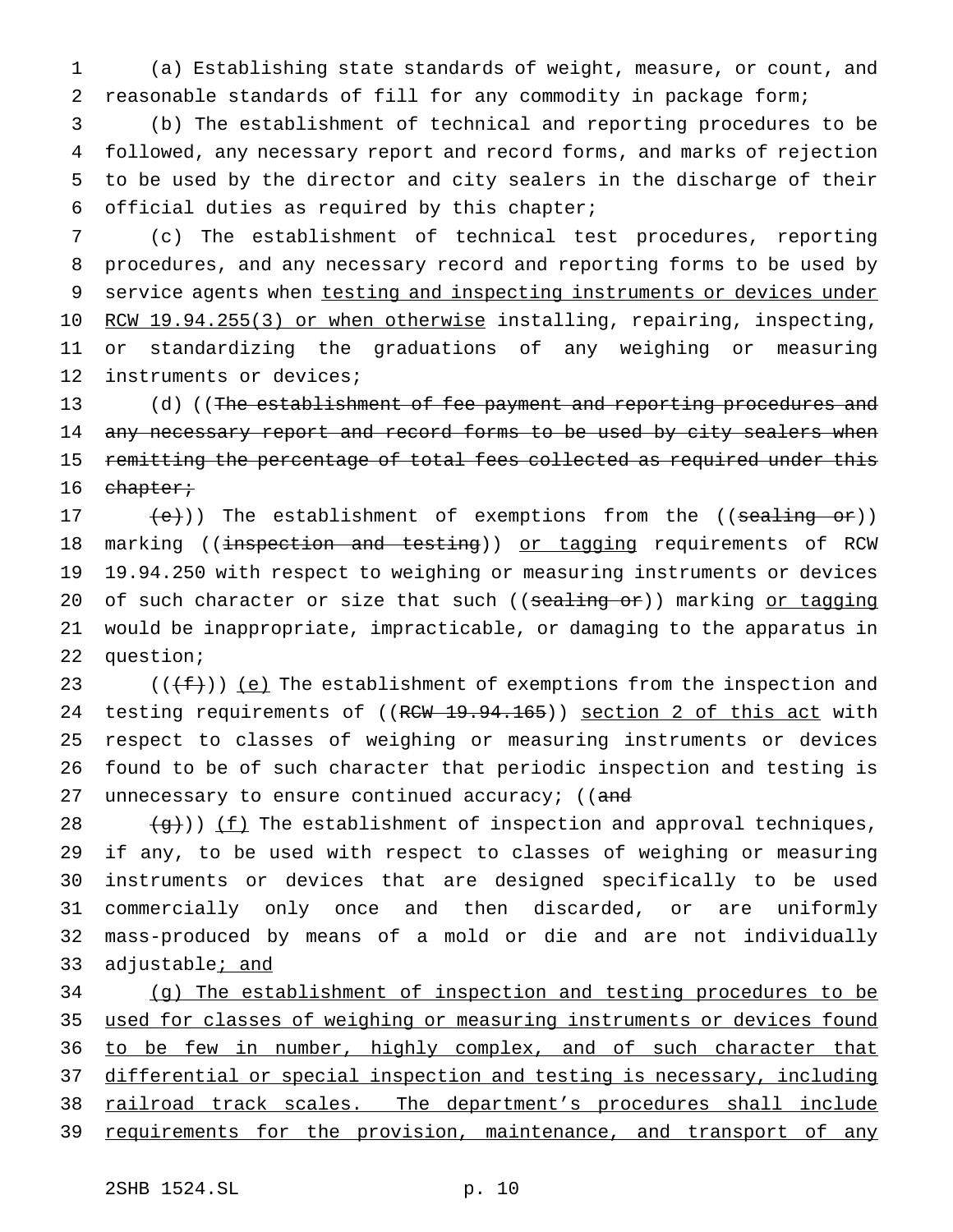(a) Establishing state standards of weight, measure, or count, and reasonable standards of fill for any commodity in package form;

(b) The establishment of technical and reporting procedures to be followed, any necessary report and record forms, and marks of rejection to be used by the director and city sealers in the discharge of their official duties as required by this chapter;

(c) The establishment of technical test procedures, reporting procedures, and any necessary record and reporting forms to be used by service agents when testing and inspecting instruments or devices under RCW 19.94.255(3) or when otherwise installing, repairing, inspecting, or standardizing the graduations of any weighing or measuring instruments or devices;

(d) ((~~The establishment of fee payment and reporting procedures and any necessary report and record forms to be used by city sealers when remitting the percentage of total fees collected as required under this chapter;~~

~~(e)~~)) The establishment of exemptions from the ((~~sealing or~~)) marking ((~~inspection and testing~~)) or tagging requirements of RCW 19.94.250 with respect to weighing or measuring instruments or devices of such character or size that such ((~~sealing or~~)) marking or tagging would be inappropriate, impracticable, or damaging to the apparatus in question;

((~~(f)~~)) (e) The establishment of exemptions from the inspection and testing requirements of ((~~RCW 19.94.165~~)) section 2 of this act with respect to classes of weighing or measuring instruments or devices found to be of such character that periodic inspection and testing is unnecessary to ensure continued accuracy; ((~~and~~

~~(g)~~)) (f) The establishment of inspection and approval techniques, if any, to be used with respect to classes of weighing or measuring instruments or devices that are designed specifically to be used commercially only once and then discarded, or are uniformly mass-produced by means of a mold or die and are not individually adjustable; and

(g) The establishment of inspection and testing procedures to be used for classes of weighing or measuring instruments or devices found to be few in number, highly complex, and of such character that differential or special inspection and testing is necessary, including railroad track scales. The department's procedures shall include requirements for the provision, maintenance, and transport of any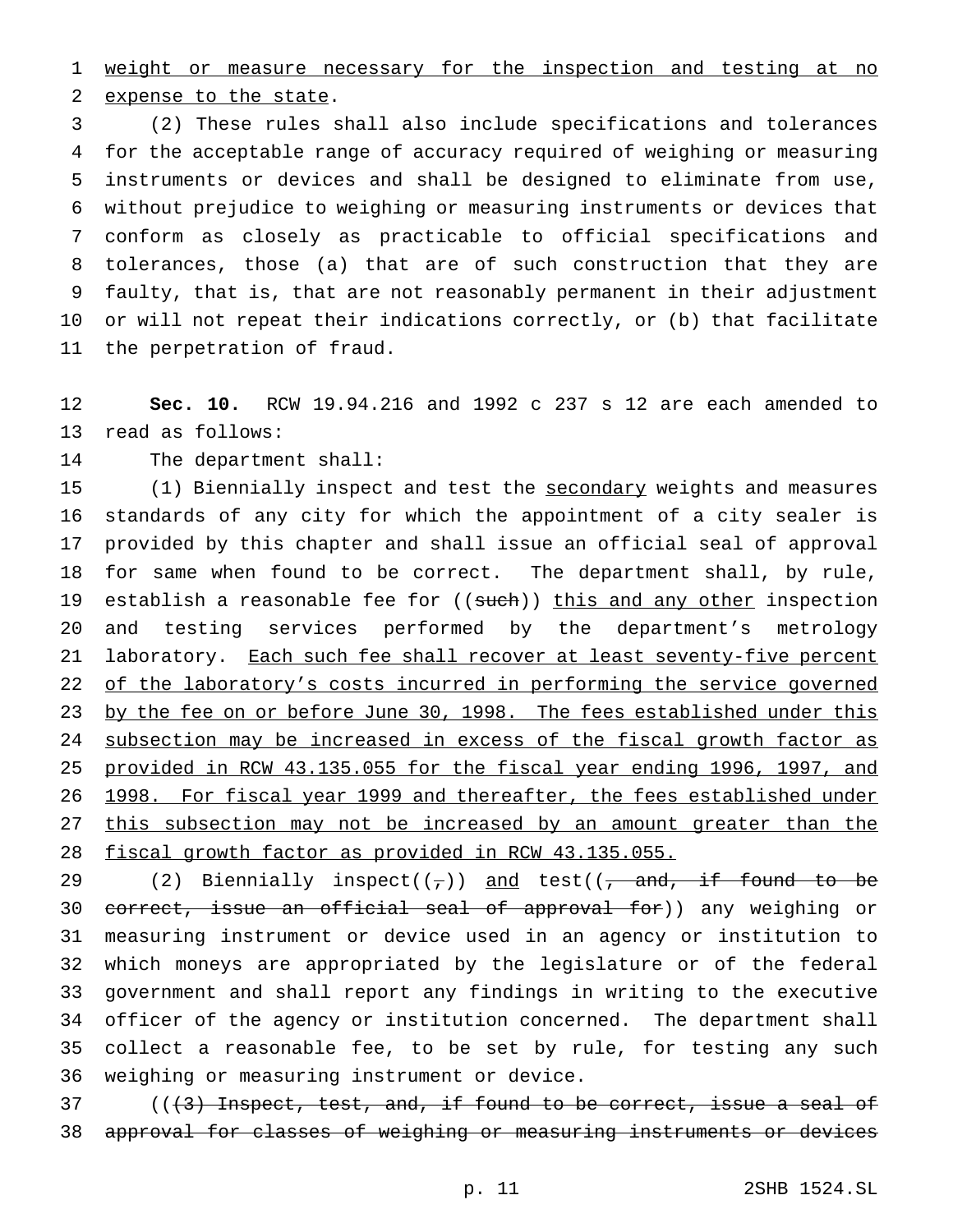weight or measure necessary for the inspection and testing at no expense to the state.

(2) These rules shall also include specifications and tolerances for the acceptable range of accuracy required of weighing or measuring instruments or devices and shall be designed to eliminate from use, without prejudice to weighing or measuring instruments or devices that conform as closely as practicable to official specifications and tolerances, those (a) that are of such construction that they are faulty, that is, that are not reasonably permanent in their adjustment or will not repeat their indications correctly, or (b) that facilitate the perpetration of fraud.

**Sec. 10.** RCW 19.94.216 and 1992 c 237 s 12 are each amended to read as follows:

The department shall:

(1) Biennially inspect and test the secondary weights and measures standards of any city for which the appointment of a city sealer is provided by this chapter and shall issue an official seal of approval for same when found to be correct. The department shall, by rule, establish a reasonable fee for ((such)) this and any other inspection and testing services performed by the department's metrology laboratory. Each such fee shall recover at least seventy-five percent of the laboratory's costs incurred in performing the service governed by the fee on or before June 30, 1998. The fees established under this subsection may be increased in excess of the fiscal growth factor as provided in RCW 43.135.055 for the fiscal year ending 1996, 1997, and 1998. For fiscal year 1999 and thereafter, the fees established under this subsection may not be increased by an amount greater than the fiscal growth factor as provided in RCW 43.135.055.

(2) Biennially inspect((,)) and test((, and, if found to be correct, issue an official seal of approval for)) any weighing or measuring instrument or device used in an agency or institution to which moneys are appropriated by the legislature or of the federal government and shall report any findings in writing to the executive officer of the agency or institution concerned. The department shall collect a reasonable fee, to be set by rule, for testing any such weighing or measuring instrument or device.

(((3) Inspect, test, and, if found to be correct, issue a seal of approval for classes of weighing or measuring instruments or devices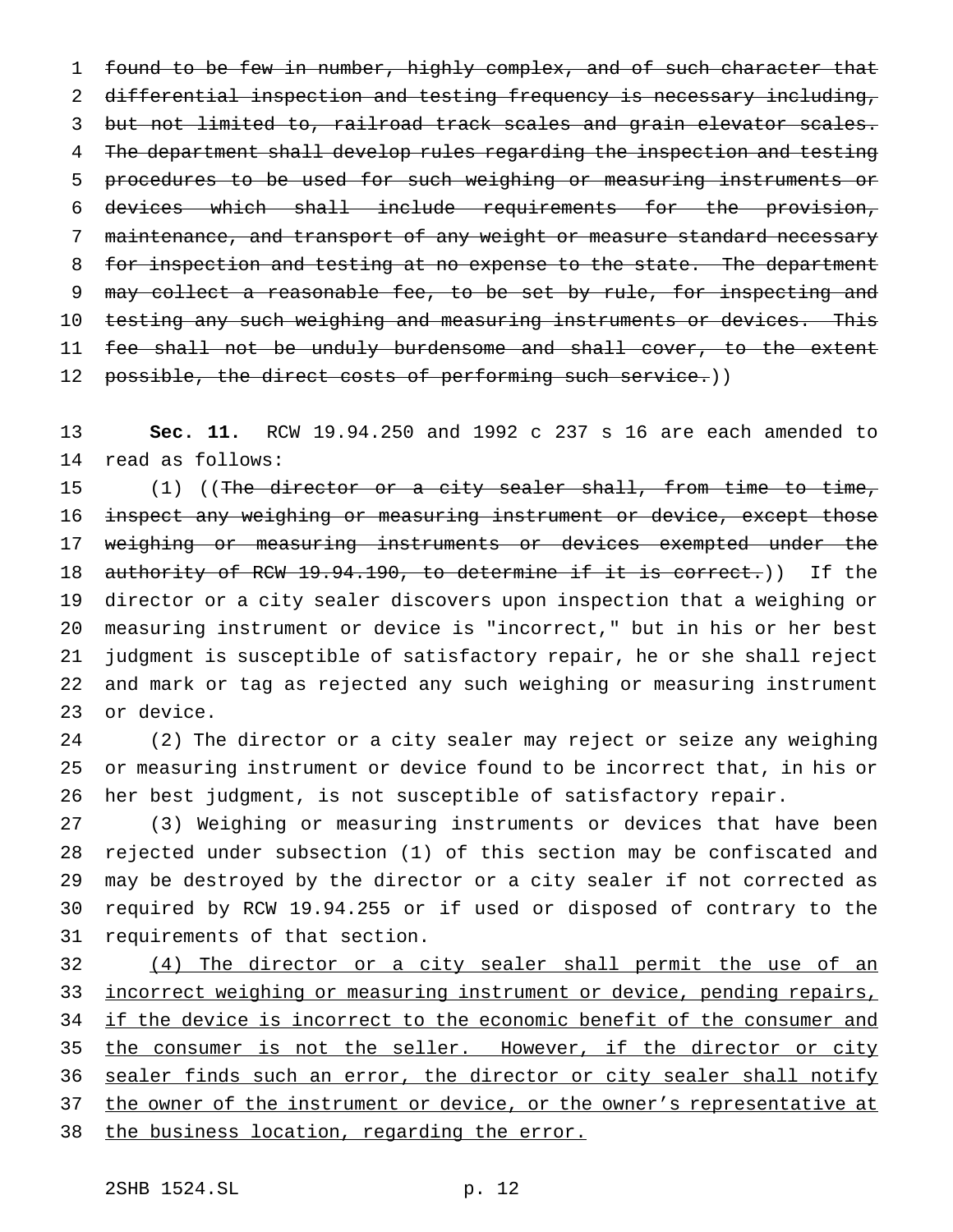~~found to be few in number, highly complex, and of such character that differential inspection and testing frequency is necessary including, but not limited to, railroad track scales and grain elevator scales. The department shall develop rules regarding the inspection and testing procedures to be used for such weighing or measuring instruments or devices which shall include requirements for the provision, maintenance, and transport of any weight or measure standard necessary for inspection and testing at no expense to the state. The department may collect a reasonable fee, to be set by rule, for inspecting and testing any such weighing and measuring instruments or devices. This fee shall not be unduly burdensome and shall cover, to the extent possible, the direct costs of performing such service.~~))

**Sec. 11.** RCW 19.94.250 and 1992 c 237 s 16 are each amended to read as follows:

(1) ((~~The director or a city sealer shall, from time to time, inspect any weighing or measuring instrument or device, except those weighing or measuring instruments or devices exempted under the authority of RCW 19.94.190, to determine if it is correct.~~)) If the director or a city sealer discovers upon inspection that a weighing or measuring instrument or device is "incorrect," but in his or her best judgment is susceptible of satisfactory repair, he or she shall reject and mark or tag as rejected any such weighing or measuring instrument or device.

(2) The director or a city sealer may reject or seize any weighing or measuring instrument or device found to be incorrect that, in his or her best judgment, is not susceptible of satisfactory repair.

(3) Weighing or measuring instruments or devices that have been rejected under subsection (1) of this section may be confiscated and may be destroyed by the director or a city sealer if not corrected as required by RCW 19.94.255 or if used or disposed of contrary to the requirements of that section.

<u>(4) The director or a city sealer shall permit the use of an incorrect weighing or measuring instrument or device, pending repairs, if the device is incorrect to the economic benefit of the consumer and the consumer is not the seller. However, if the director or city sealer finds such an error, the director or city sealer shall notify the owner of the instrument or device, or the owner's representative at the business location, regarding the error.</u>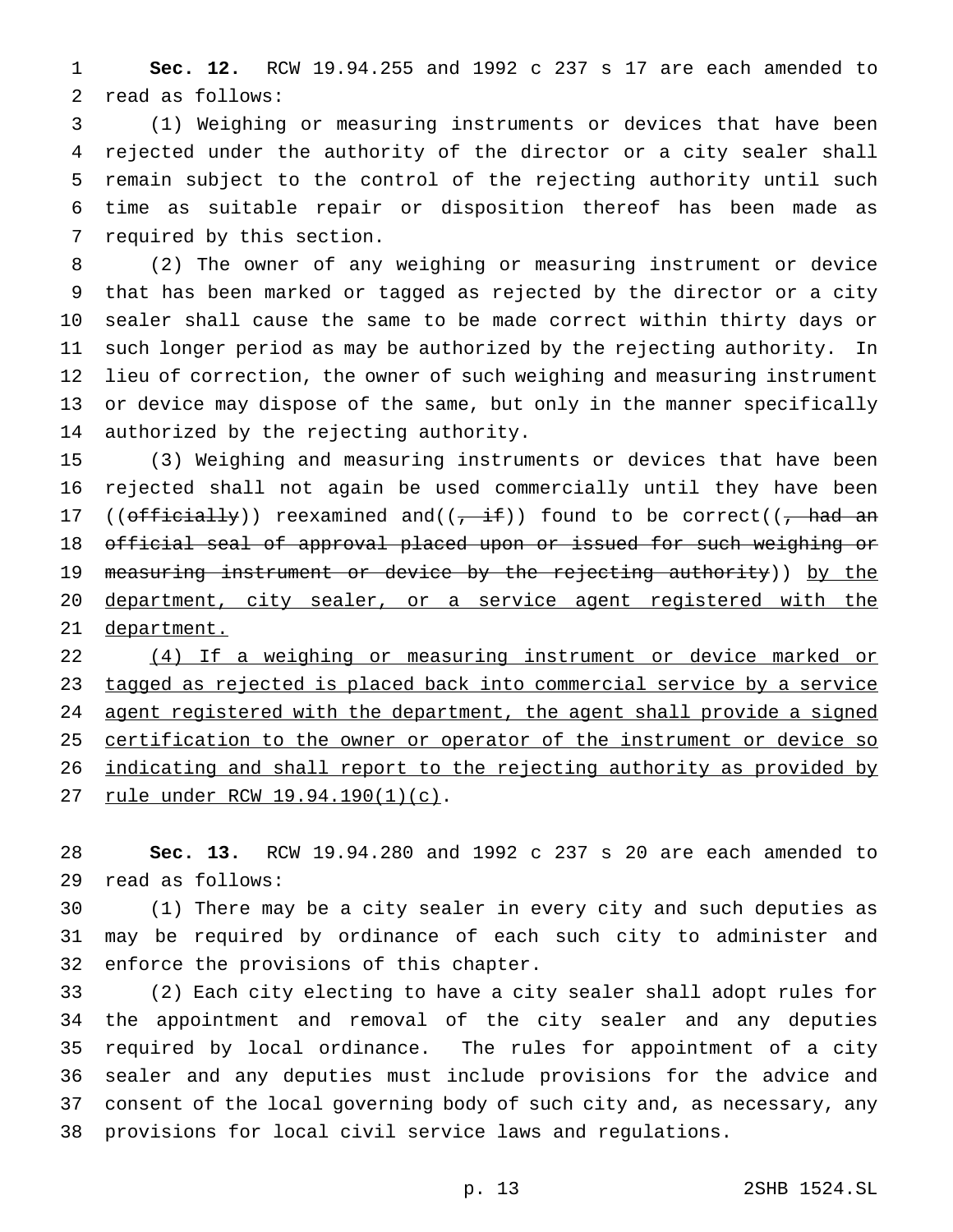**Sec. 12.** RCW 19.94.255 and 1992 c 237 s 17 are each amended to read as follows:

(1) Weighing or measuring instruments or devices that have been rejected under the authority of the director or a city sealer shall remain subject to the control of the rejecting authority until such time as suitable repair or disposition thereof has been made as required by this section.

(2) The owner of any weighing or measuring instrument or device that has been marked or tagged as rejected by the director or a city sealer shall cause the same to be made correct within thirty days or such longer period as may be authorized by the rejecting authority. In lieu of correction, the owner of such weighing and measuring instrument or device may dispose of the same, but only in the manner specifically authorized by the rejecting authority.

(3) Weighing and measuring instruments or devices that have been rejected shall not again be used commercially until they have been ((~~officially~~)) reexamined and((~~, if~~)) found to be correct((~~, had an official seal of approval placed upon or issued for such weighing or measuring instrument or device by the rejecting authority~~)) <u>by the department, city sealer, or a service agent registered with the department.</u>

<u>(4) If a weighing or measuring instrument or device marked or tagged as rejected is placed back into commercial service by a service agent registered with the department, the agent shall provide a signed certification to the owner or operator of the instrument or device so indicating and shall report to the rejecting authority as provided by rule under RCW 19.94.190(1)(c)</u>.

**Sec. 13.** RCW 19.94.280 and 1992 c 237 s 20 are each amended to read as follows:

(1) There may be a city sealer in every city and such deputies as may be required by ordinance of each such city to administer and enforce the provisions of this chapter.

(2) Each city electing to have a city sealer shall adopt rules for the appointment and removal of the city sealer and any deputies required by local ordinance. The rules for appointment of a city sealer and any deputies must include provisions for the advice and consent of the local governing body of such city and, as necessary, any provisions for local civil service laws and regulations.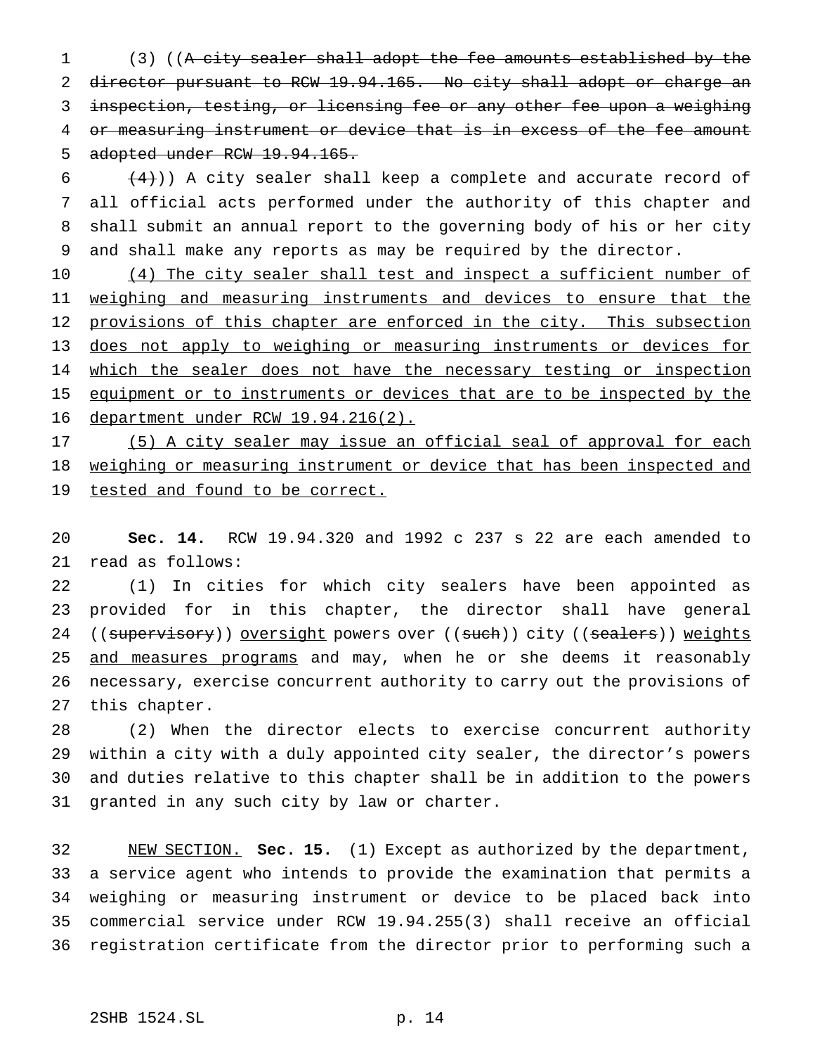(3) ((~~A city sealer shall adopt the fee amounts established by the director pursuant to RCW 19.94.165. No city shall adopt or charge an inspection, testing, or licensing fee or any other fee upon a weighing or measuring instrument or device that is in excess of the fee amount adopted under RCW 19.94.165.~~

~~(4)~~)) A city sealer shall keep a complete and accurate record of all official acts performed under the authority of this chapter and shall submit an annual report to the governing body of his or her city and shall make any reports as may be required by the director.

<u>(4) The city sealer shall test and inspect a sufficient number of weighing and measuring instruments and devices to ensure that the provisions of this chapter are enforced in the city. This subsection does not apply to weighing or measuring instruments or devices for which the sealer does not have the necessary testing or inspection equipment or to instruments or devices that are to be inspected by the department under RCW 19.94.216(2).</u>

<u>(5) A city sealer may issue an official seal of approval for each weighing or measuring instrument or device that has been inspected and tested and found to be correct.</u>

**Sec. 14.** RCW 19.94.320 and 1992 c 237 s 22 are each amended to read as follows:

(1) In cities for which city sealers have been appointed as provided for in this chapter, the director shall have general ((~~supervisory~~)) <u>oversight</u> powers over ((~~such~~)) city ((~~sealers~~)) <u>weights and measures programs</u> and may, when he or she deems it reasonably necessary, exercise concurrent authority to carry out the provisions of this chapter.

(2) When the director elects to exercise concurrent authority within a city with a duly appointed city sealer, the director's powers and duties relative to this chapter shall be in addition to the powers granted in any such city by law or charter.

<u>NEW SECTION.</u> **Sec. 15.** (1) Except as authorized by the department, a service agent who intends to provide the examination that permits a weighing or measuring instrument or device to be placed back into commercial service under RCW 19.94.255(3) shall receive an official registration certificate from the director prior to performing such a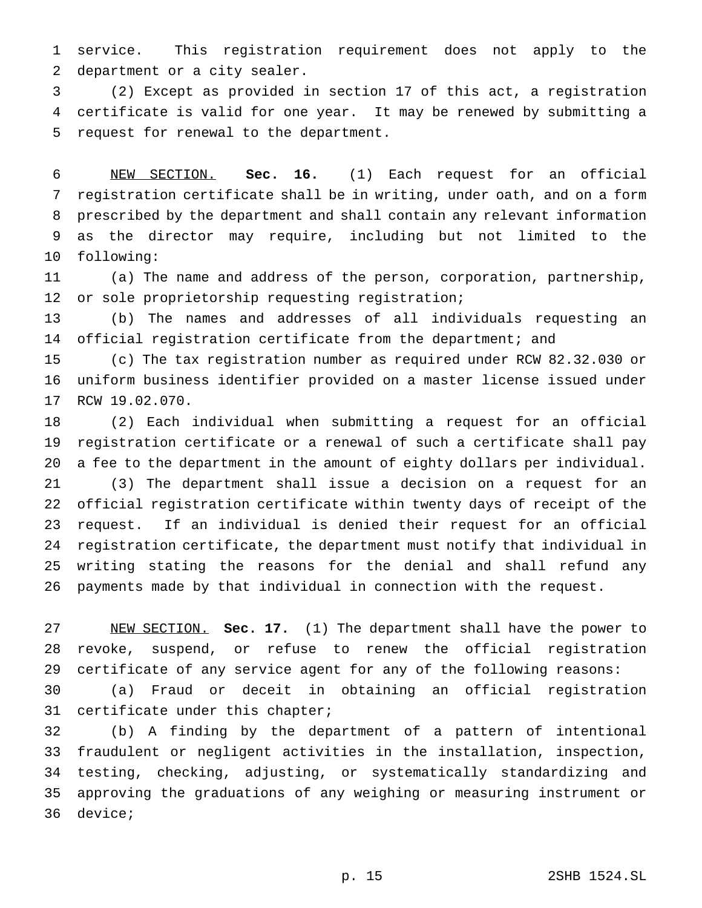service. This registration requirement does not apply to the department or a city sealer.

(2) Except as provided in section 17 of this act, a registration certificate is valid for one year. It may be renewed by submitting a request for renewal to the department.

NEW SECTION. **Sec. 16.** (1) Each request for an official registration certificate shall be in writing, under oath, and on a form prescribed by the department and shall contain any relevant information as the director may require, including but not limited to the following:

(a) The name and address of the person, corporation, partnership, or sole proprietorship requesting registration;

(b) The names and addresses of all individuals requesting an official registration certificate from the department; and

(c) The tax registration number as required under RCW 82.32.030 or uniform business identifier provided on a master license issued under RCW 19.02.070.

(2) Each individual when submitting a request for an official registration certificate or a renewal of such a certificate shall pay a fee to the department in the amount of eighty dollars per individual.

(3) The department shall issue a decision on a request for an official registration certificate within twenty days of receipt of the request. If an individual is denied their request for an official registration certificate, the department must notify that individual in writing stating the reasons for the denial and shall refund any payments made by that individual in connection with the request.

NEW SECTION. **Sec. 17.** (1) The department shall have the power to revoke, suspend, or refuse to renew the official registration certificate of any service agent for any of the following reasons:

(a) Fraud or deceit in obtaining an official registration certificate under this chapter;

(b) A finding by the department of a pattern of intentional fraudulent or negligent activities in the installation, inspection, testing, checking, adjusting, or systematically standardizing and approving the graduations of any weighing or measuring instrument or device;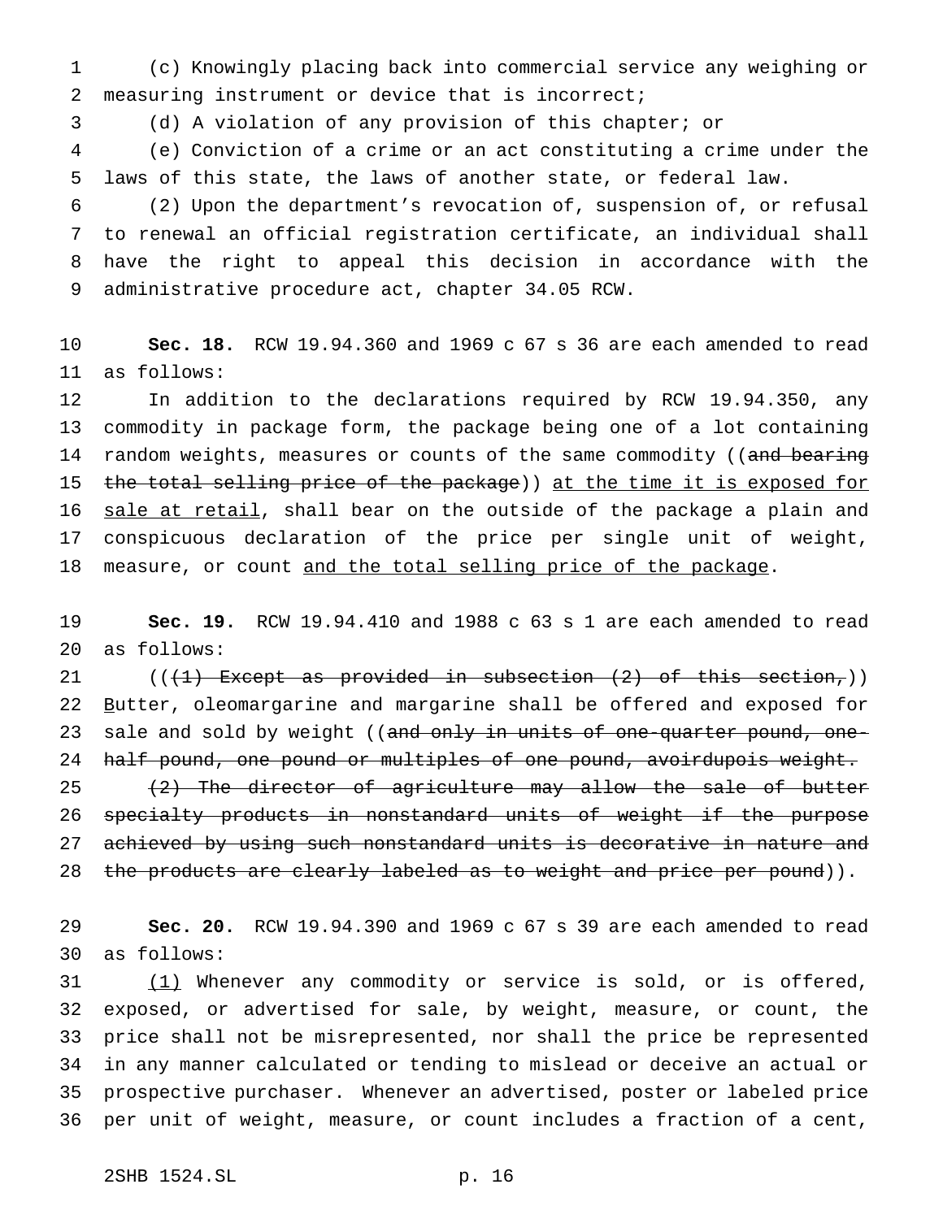(c) Knowingly placing back into commercial service any weighing or measuring instrument or device that is incorrect;

(d) A violation of any provision of this chapter; or

(e) Conviction of a crime or an act constituting a crime under the laws of this state, the laws of another state, or federal law.

(2) Upon the department's revocation of, suspension of, or refusal to renewal an official registration certificate, an individual shall have the right to appeal this decision in accordance with the administrative procedure act, chapter 34.05 RCW.

**Sec. 18.** RCW 19.94.360 and 1969 c 67 s 36 are each amended to read as follows:

In addition to the declarations required by RCW 19.94.350, any commodity in package form, the package being one of a lot containing random weights, measures or counts of the same commodity ((~~and bearing the total selling price of the package~~)) at the time it is exposed for sale at retail, shall bear on the outside of the package a plain and conspicuous declaration of the price per single unit of weight, measure, or count and the total selling price of the package.

**Sec. 19.** RCW 19.94.410 and 1988 c 63 s 1 are each amended to read as follows:

((~~(1) Except as provided in subsection (2) of this section,~~)) Butter, oleomargarine and margarine shall be offered and exposed for sale and sold by weight ((~~and only in units of one-quarter pound, one-half pound, one pound or multiples of one pound, avoirdupois weight.~~

~~(2) The director of agriculture may allow the sale of butter specialty products in nonstandard units of weight if the purpose achieved by using such nonstandard units is decorative in nature and the products are clearly labeled as to weight and price per pound~~)).

**Sec. 20.** RCW 19.94.390 and 1969 c 67 s 39 are each amended to read as follows:

(1) Whenever any commodity or service is sold, or is offered, exposed, or advertised for sale, by weight, measure, or count, the price shall not be misrepresented, nor shall the price be represented in any manner calculated or tending to mislead or deceive an actual or prospective purchaser. Whenever an advertised, poster or labeled price per unit of weight, measure, or count includes a fraction of a cent,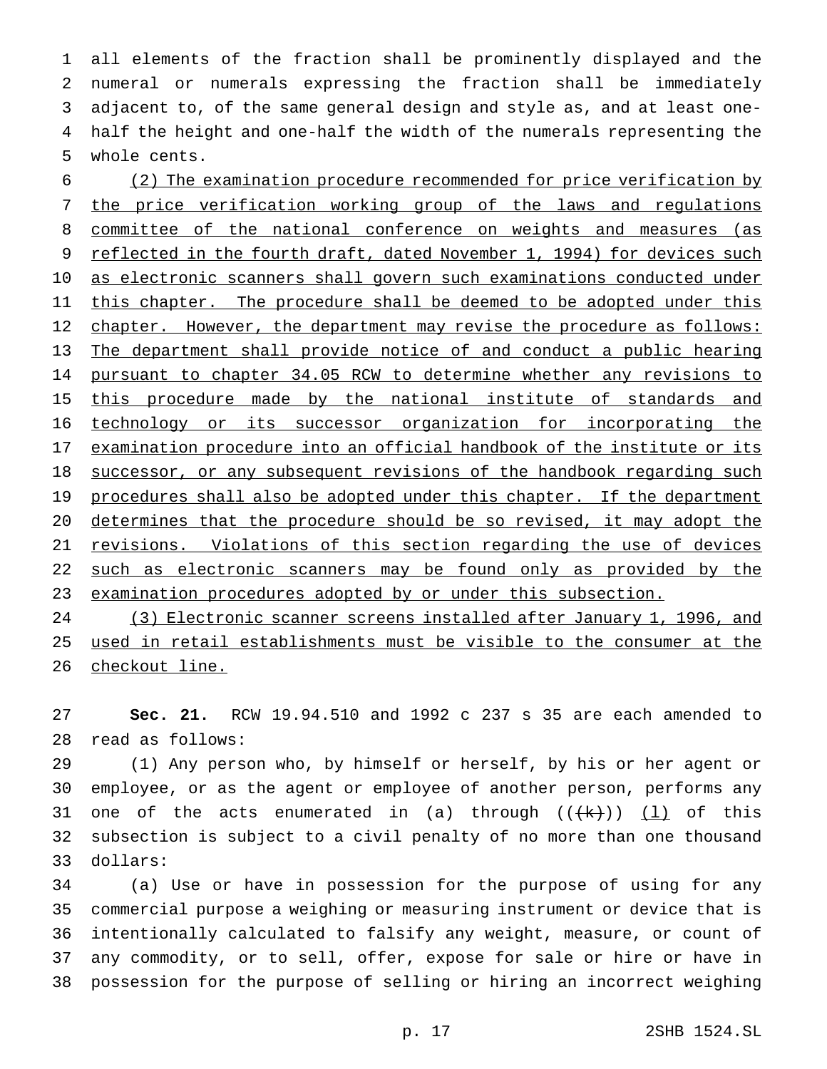all elements of the fraction shall be prominently displayed and the numeral or numerals expressing the fraction shall be immediately adjacent to, of the same general design and style as, and at least one-half the height and one-half the width of the numerals representing the whole cents.

(2) The examination procedure recommended for price verification by the price verification working group of the laws and regulations committee of the national conference on weights and measures (as reflected in the fourth draft, dated November 1, 1994) for devices such as electronic scanners shall govern such examinations conducted under this chapter. The procedure shall be deemed to be adopted under this chapter. However, the department may revise the procedure as follows: The department shall provide notice of and conduct a public hearing pursuant to chapter 34.05 RCW to determine whether any revisions to this procedure made by the national institute of standards and technology or its successor organization for incorporating the examination procedure into an official handbook of the institute or its successor, or any subsequent revisions of the handbook regarding such procedures shall also be adopted under this chapter. If the department determines that the procedure should be so revised, it may adopt the revisions. Violations of this section regarding the use of devices such as electronic scanners may be found only as provided by the examination procedures adopted by or under this subsection.

(3) Electronic scanner screens installed after January 1, 1996, and used in retail establishments must be visible to the consumer at the checkout line.

**Sec. 21.** RCW 19.94.510 and 1992 c 237 s 35 are each amended to read as follows:

(1) Any person who, by himself or herself, by his or her agent or employee, or as the agent or employee of another person, performs any one of the acts enumerated in (a) through ((~~(k)~~)) (l) of this subsection is subject to a civil penalty of no more than one thousand dollars:

(a) Use or have in possession for the purpose of using for any commercial purpose a weighing or measuring instrument or device that is intentionally calculated to falsify any weight, measure, or count of any commodity, or to sell, offer, expose for sale or hire or have in possession for the purpose of selling or hiring an incorrect weighing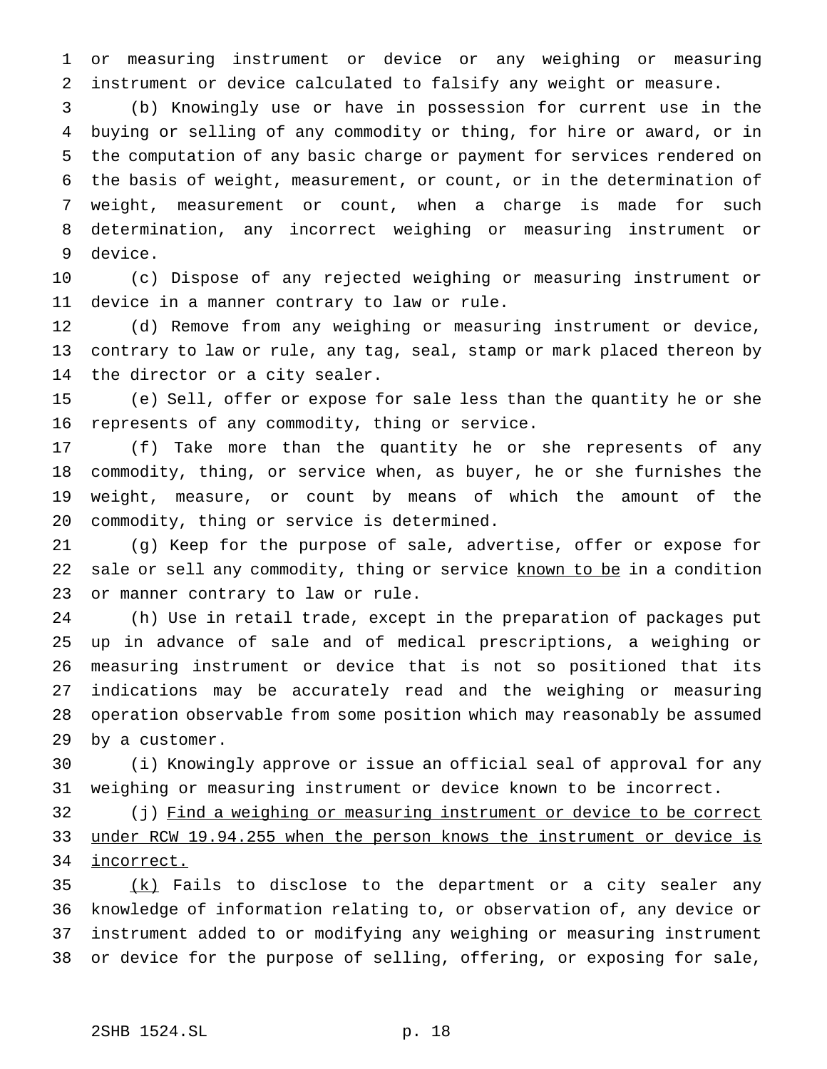or measuring instrument or device or any weighing or measuring instrument or device calculated to falsify any weight or measure.

(b) Knowingly use or have in possession for current use in the buying or selling of any commodity or thing, for hire or award, or in the computation of any basic charge or payment for services rendered on the basis of weight, measurement, or count, or in the determination of weight, measurement or count, when a charge is made for such determination, any incorrect weighing or measuring instrument or device.

(c) Dispose of any rejected weighing or measuring instrument or device in a manner contrary to law or rule.

(d) Remove from any weighing or measuring instrument or device, contrary to law or rule, any tag, seal, stamp or mark placed thereon by the director or a city sealer.

(e) Sell, offer or expose for sale less than the quantity he or she represents of any commodity, thing or service.

(f) Take more than the quantity he or she represents of any commodity, thing, or service when, as buyer, he or she furnishes the weight, measure, or count by means of which the amount of the commodity, thing or service is determined.

(g) Keep for the purpose of sale, advertise, offer or expose for sale or sell any commodity, thing or service <u>known to be</u> in a condition or manner contrary to law or rule.

(h) Use in retail trade, except in the preparation of packages put up in advance of sale and of medical prescriptions, a weighing or measuring instrument or device that is not so positioned that its indications may be accurately read and the weighing or measuring operation observable from some position which may reasonably be assumed by a customer.

(i) Knowingly approve or issue an official seal of approval for any weighing or measuring instrument or device known to be incorrect.

(j) <u>Find a weighing or measuring instrument or device to be correct under RCW 19.94.255 when the person knows the instrument or device is incorrect.</u>

<u>(k)</u> Fails to disclose to the department or a city sealer any knowledge of information relating to, or observation of, any device or instrument added to or modifying any weighing or measuring instrument or device for the purpose of selling, offering, or exposing for sale,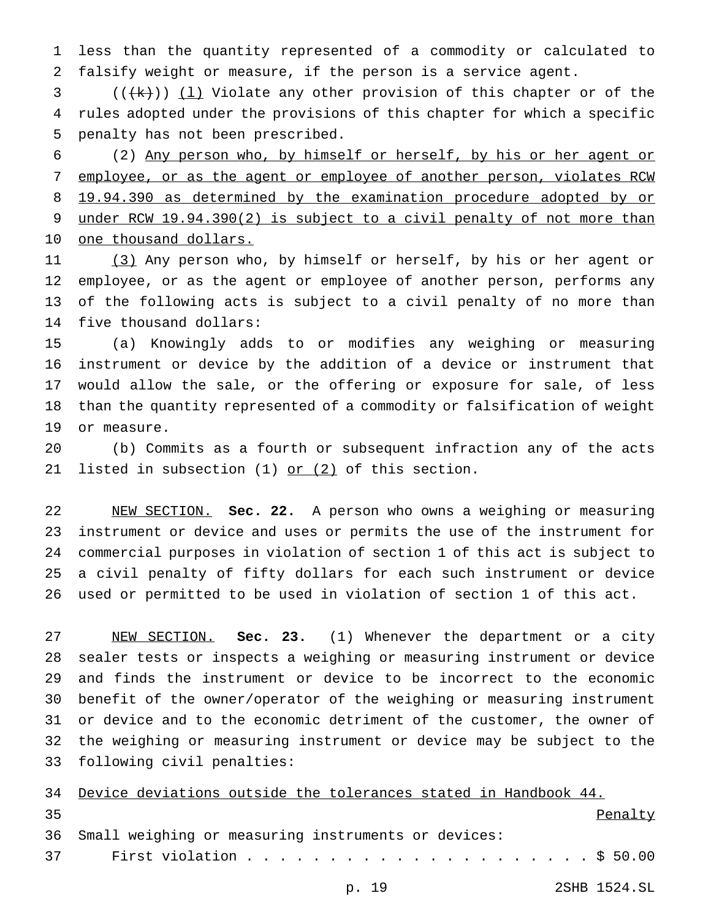less than the quantity represented of a commodity or calculated to falsify weight or measure, if the person is a service agent.

(((~~k~~))) <u>(l)</u> Violate any other provision of this chapter or of the rules adopted under the provisions of this chapter for which a specific penalty has not been prescribed.

(2) <u>Any person who, by himself or herself, by his or her agent or employee, or as the agent or employee of another person, violates RCW 19.94.390 as determined by the examination procedure adopted by or under RCW 19.94.390(2) is subject to a civil penalty of not more than one thousand dollars.</u>

<u>(3)</u> Any person who, by himself or herself, by his or her agent or employee, or as the agent or employee of another person, performs any of the following acts is subject to a civil penalty of no more than five thousand dollars:

(a) Knowingly adds to or modifies any weighing or measuring instrument or device by the addition of a device or instrument that would allow the sale, or the offering or exposure for sale, of less than the quantity represented of a commodity or falsification of weight or measure.

(b) Commits as a fourth or subsequent infraction any of the acts listed in subsection (1) <u>or (2)</u> of this section.

<u>NEW SECTION.</u> **Sec. 22.** A person who owns a weighing or measuring instrument or device and uses or permits the use of the instrument for commercial purposes in violation of section 1 of this act is subject to a civil penalty of fifty dollars for each such instrument or device used or permitted to be used in violation of section 1 of this act.

<u>NEW SECTION.</u> **Sec. 23.** (1) Whenever the department or a city sealer tests or inspects a weighing or measuring instrument or device and finds the instrument or device to be incorrect to the economic benefit of the owner/operator of the weighing or measuring instrument or device and to the economic detriment of the customer, the owner of the weighing or measuring instrument or device may be subject to the following civil penalties:

<u>Device deviations outside the tolerances stated in Handbook 44.</u>

| | <u>Penalty</u> |
|---|---|
| Small weighing or measuring instruments or devices: | |
| First violation . . . . . . . . . . . . . . . . . . . . . . | $ 50.00 |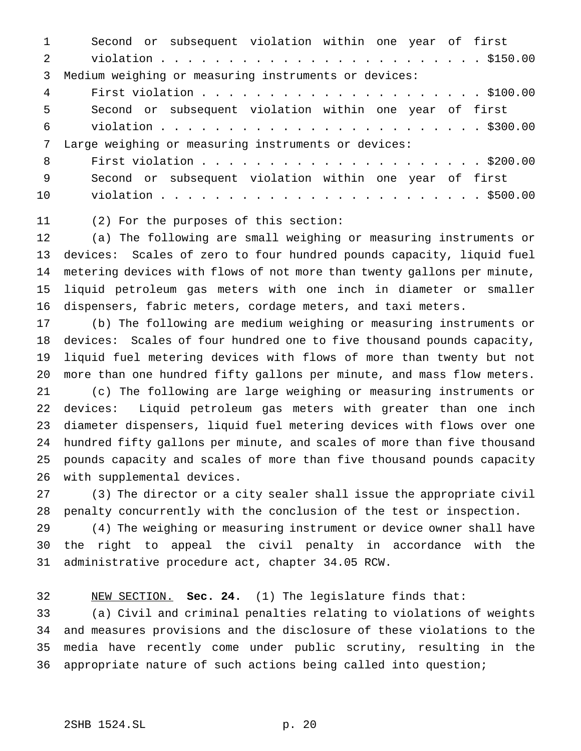Second or subsequent violation within one year of first violation . . . . . . . . . . . . . . . . . . . . . . . . $150.00

Medium weighing or measuring instruments or devices:

First violation . . . . . . . . . . . . . . . . . . . . . . $100.00

Second or subsequent violation within one year of first violation . . . . . . . . . . . . . . . . . . . . . . . . $300.00

Large weighing or measuring instruments or devices:

First violation . . . . . . . . . . . . . . . . . . . . . . $200.00

Second or subsequent violation within one year of first violation . . . . . . . . . . . . . . . . . . . . . . . . $500.00

(2) For the purposes of this section:

(a) The following are small weighing or measuring instruments or devices: Scales of zero to four hundred pounds capacity, liquid fuel metering devices with flows of not more than twenty gallons per minute, liquid petroleum gas meters with one inch in diameter or smaller dispensers, fabric meters, cordage meters, and taxi meters.

(b) The following are medium weighing or measuring instruments or devices: Scales of four hundred one to five thousand pounds capacity, liquid fuel metering devices with flows of more than twenty but not more than one hundred fifty gallons per minute, and mass flow meters.

(c) The following are large weighing or measuring instruments or devices: Liquid petroleum gas meters with greater than one inch diameter dispensers, liquid fuel metering devices with flows over one hundred fifty gallons per minute, and scales of more than five thousand pounds capacity and scales of more than five thousand pounds capacity with supplemental devices.

(3) The director or a city sealer shall issue the appropriate civil penalty concurrently with the conclusion of the test or inspection.

(4) The weighing or measuring instrument or device owner shall have the right to appeal the civil penalty in accordance with the administrative procedure act, chapter 34.05 RCW.

NEW SECTION. **Sec. 24.** (1) The legislature finds that:

(a) Civil and criminal penalties relating to violations of weights and measures provisions and the disclosure of these violations to the media have recently come under public scrutiny, resulting in the appropriate nature of such actions being called into question;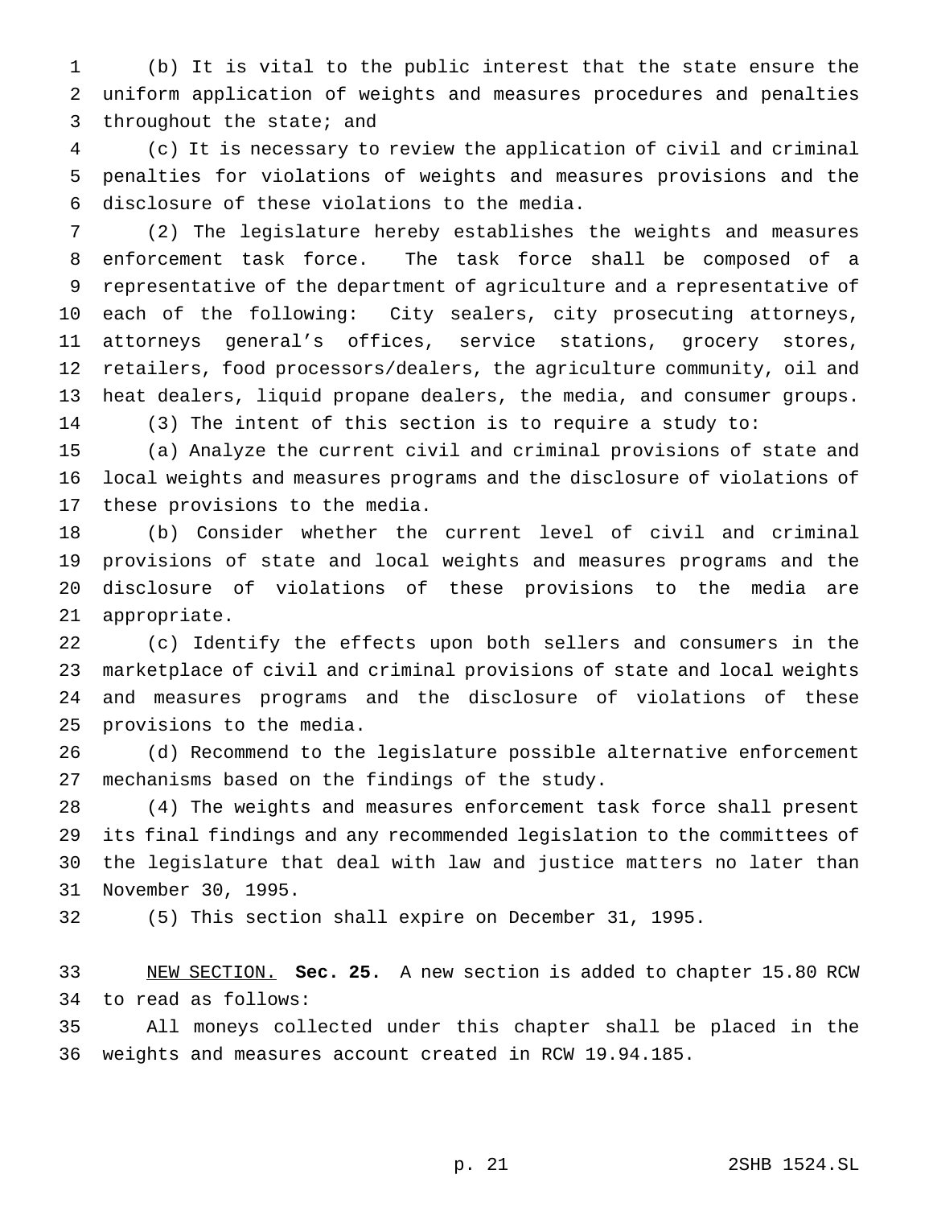(b) It is vital to the public interest that the state ensure the uniform application of weights and measures procedures and penalties throughout the state; and

(c) It is necessary to review the application of civil and criminal penalties for violations of weights and measures provisions and the disclosure of these violations to the media.

(2) The legislature hereby establishes the weights and measures enforcement task force. The task force shall be composed of a representative of the department of agriculture and a representative of each of the following: City sealers, city prosecuting attorneys, attorneys general's offices, service stations, grocery stores, retailers, food processors/dealers, the agriculture community, oil and heat dealers, liquid propane dealers, the media, and consumer groups.

(3) The intent of this section is to require a study to:

(a) Analyze the current civil and criminal provisions of state and local weights and measures programs and the disclosure of violations of these provisions to the media.

(b) Consider whether the current level of civil and criminal provisions of state and local weights and measures programs and the disclosure of violations of these provisions to the media are appropriate.

(c) Identify the effects upon both sellers and consumers in the marketplace of civil and criminal provisions of state and local weights and measures programs and the disclosure of violations of these provisions to the media.

(d) Recommend to the legislature possible alternative enforcement mechanisms based on the findings of the study.

(4) The weights and measures enforcement task force shall present its final findings and any recommended legislation to the committees of the legislature that deal with law and justice matters no later than November 30, 1995.

(5) This section shall expire on December 31, 1995.

NEW SECTION. **Sec. 25.** A new section is added to chapter 15.80 RCW to read as follows:

All moneys collected under this chapter shall be placed in the weights and measures account created in RCW 19.94.185.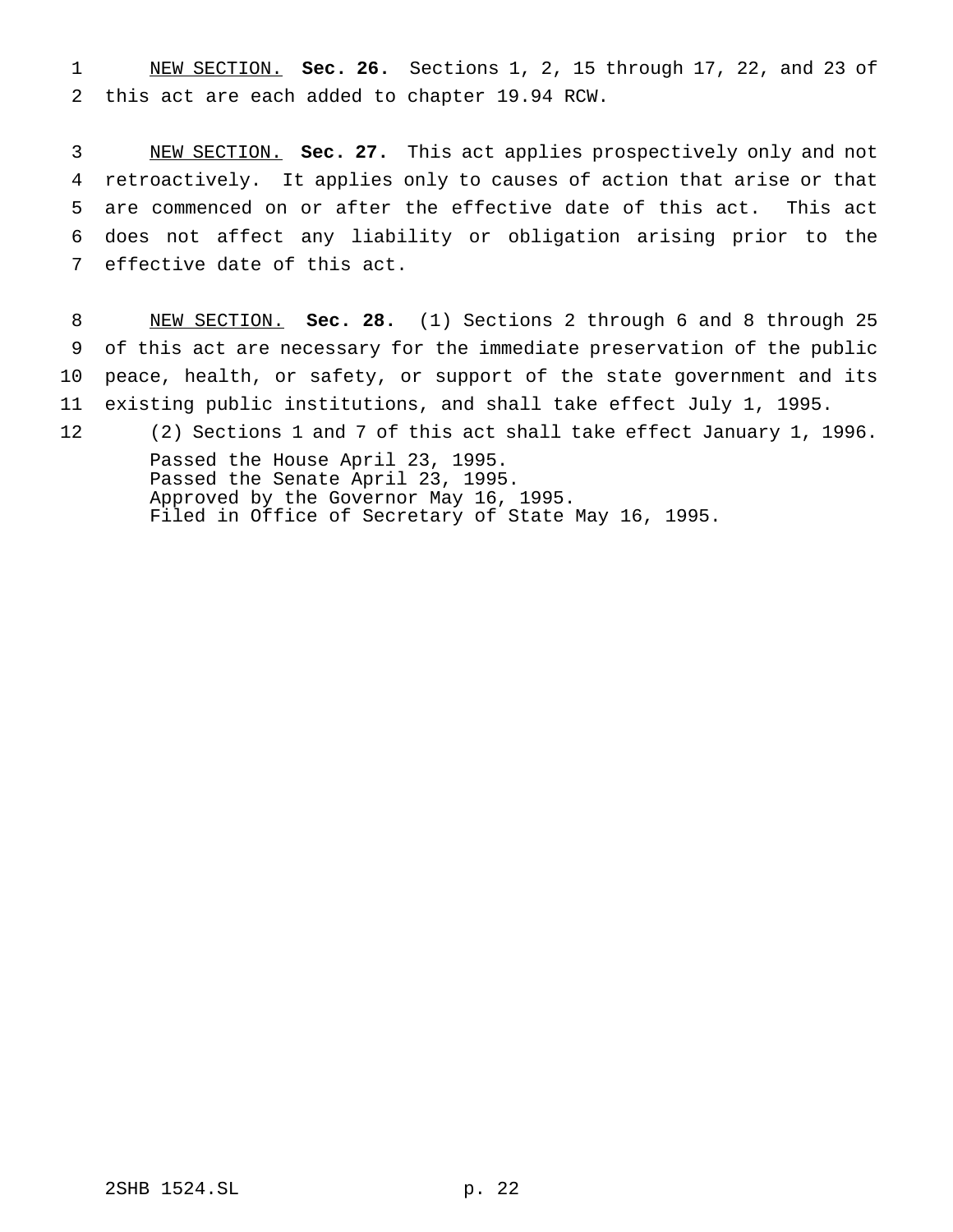NEW SECTION. **Sec. 26.** Sections 1, 2, 15 through 17, 22, and 23 of this act are each added to chapter 19.94 RCW.

NEW SECTION. **Sec. 27.** This act applies prospectively only and not retroactively. It applies only to causes of action that arise or that are commenced on or after the effective date of this act. This act does not affect any liability or obligation arising prior to the effective date of this act.

NEW SECTION. **Sec. 28.** (1) Sections 2 through 6 and 8 through 25 of this act are necessary for the immediate preservation of the public peace, health, or safety, or support of the state government and its existing public institutions, and shall take effect July 1, 1995.

(2) Sections 1 and 7 of this act shall take effect January 1, 1996.

Passed the House April 23, 1995.
Passed the Senate April 23, 1995.
Approved by the Governor May 16, 1995.
Filed in Office of Secretary of State May 16, 1995.